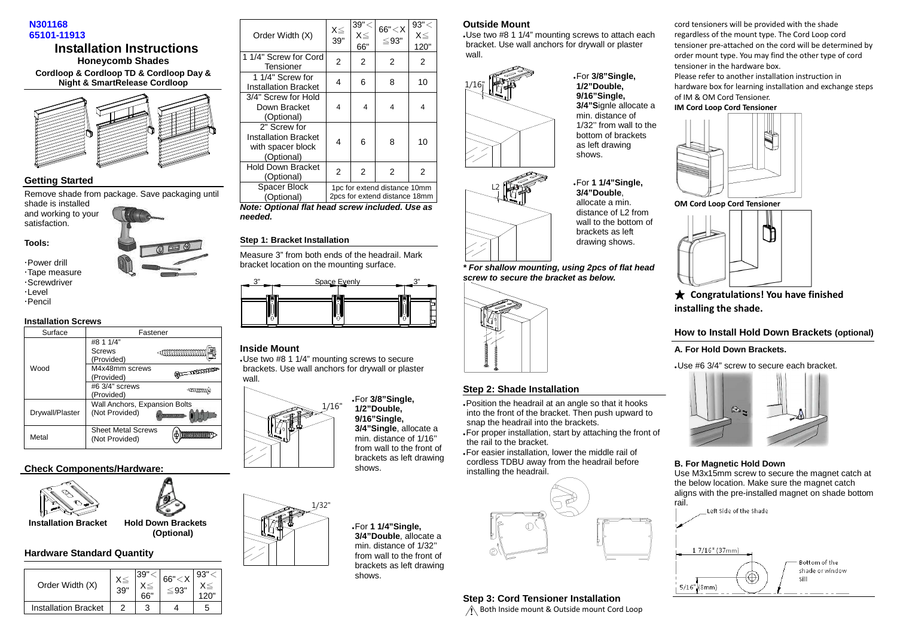N301168
65101-11913

# Installation Instructions

**Honeycomb Shades**

**Cordloop & Cordloop TD & Cordloop Day & Night & SmartRelease Cordloop**

## Getting Started

Remove shade from package. Save packaging until shade is installed and working to your satisfaction.

**Tools:**

- ·Power drill
- ·Tape measure
- ·Screwdriver
- ·Level
- ·Pencil

### Installation Screws

| Surface | Fastener |
|---|---|
| Wood | #8 1 1/4" Screws (Provided) |
| | M4x48mm screws (Provided) |
| | #6 3/4" screws (Provided) |
| Drywall/Plaster | Wall Anchors, Expansion Bolts (Not Provided) |
| Metal | Sheet Metal Screws (Not Provided) |

## Check Components/Hardware:

**Installation Bracket** **Hold Down Brackets (Optional)**

## Hardware Standard Quantity

| Order Width (X) | X≦39" | 39"<X≦66" | 66"<X≦93" | 93"<X≦120" |
|---|---|---|---|---|
| Installation Bracket | 2 | 3 | 4 | 5 |
| 1 1/4" Screw for Cord Tensioner | 2 | 2 | 2 | 2 |
| 1 1/4" Screw for Installation Bracket | 4 | 6 | 8 | 10 |
| 3/4" Screw for Hold Down Bracket (Optional) | 4 | 4 | 4 | 4 |
| 2" Screw for Installation Bracket with spacer block (Optional) | 4 | 6 | 8 | 10 |
| Hold Down Bracket (Optional) | 2 | 2 | 2 | 2 |
| Spacer Block (Optional) | 1pc for extend distance 10mm<br>2pcs for extend distance 18mm | | | |

***Note: Optional flat head screw included. Use as needed.***

### Step 1: Bracket Installation

Measure 3" from both ends of the headrail. Mark bracket location on the mounting surface.

3" Space Evenly 3"

### Inside Mount

- Use two #8 1 1/4" mounting screws to secure brackets. Use wall anchors for drywall or plaster wall.

1/16"

- For **3/8"Single, 1/2"Double, 9/16"Single, 3/4"Single**, allocate a min. distance of 1/16" from wall to the front of brackets as left drawing shows.

1/32"

- For **1 1/4"Single, 3/4"Double**, allocate a min. distance of 1/32" from wall to the front of brackets as left drawing shows.

### Outside Mount

- Use two #8 1 1/4" mounting screws to attach each bracket. Use wall anchors for drywall or plaster wall.

1/16"

- For **3/8"Single, 1/2"Double, 9/16"Single, 3/4"S**ignle allocate a min. distance of 1/32'' from wall to the bottom of brackets as left drawing shows.

L2

- For **1 1/4"Single, 3/4"Double**, allocate a min. distance of L2 from wall to the bottom of brackets as left drawing shows.

***\* For shallow mounting, using 2pcs of flat head screw to secure the bracket as below.***

### Step 2: Shade Installation

- Position the headrail at an angle so that it hooks into the front of the bracket. Then push upward to snap the headrail into the brackets.
- For proper installation, start by attaching the front of the rail to the bracket.
- For easier installation, lower the middle rail of cordless TDBU away from the headrail before installing the headrail.

### Step 3: Cord Tensioner Installation

⚠ Both Inside mount & Outside mount Cord Loop cord tensioners will be provided with the shade regardless of the mount type. The Cord Loop cord tensioner pre-attached on the cord will be determined by order mount type. You may find the other type of cord tensioner in the hardware box.

Please refer to another installation instruction in hardware box for learning installation and exchange steps of IM & OM Cord Tensioner.

**IM Cord Loop Cord Tensioner**

**OM Cord Loop Cord Tensioner**

★ **Congratulations! You have finished installing the shade.**

## How to Install Hold Down Brackets (optional)

### A. For Hold Down Brackets.

- Use #6 3/4" screw to secure each bracket.

### B. For Magnetic Hold Down

Use M3x15mm screw to secure the magnet catch at the below location. Make sure the magnet catch aligns with the pre-installed magnet on shade bottom rail.

Left Side of the Shade

1 7/16" (37mm)

5/16" (8mm)

Bottom of the shade or window sill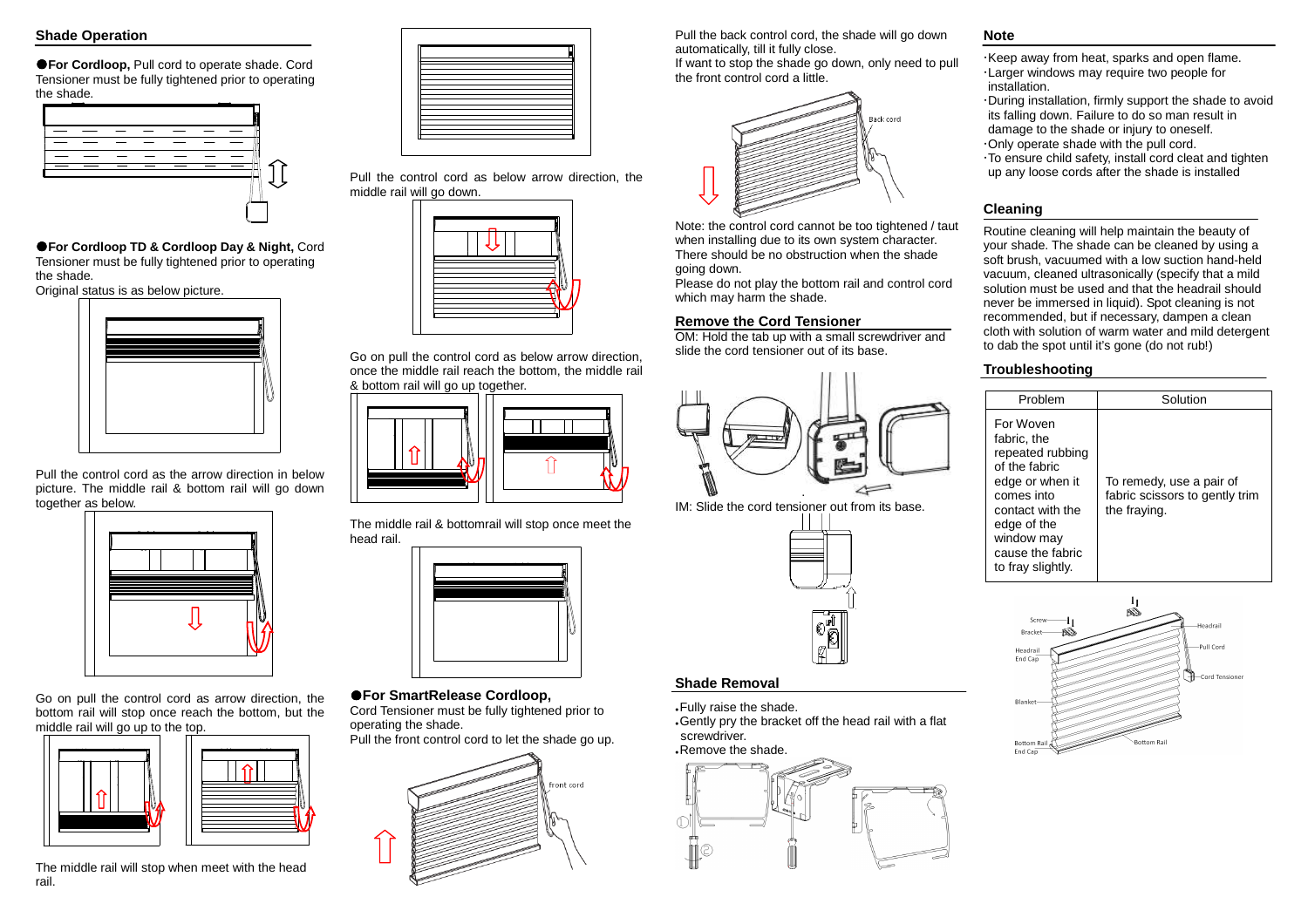## Shade Operation

●**For Cordloop,** Pull cord to operate shade. Cord Tensioner must be fully tightened prior to operating the shade.

●**For Cordloop TD & Cordloop Day & Night,** Cord Tensioner must be fully tightened prior to operating the shade.

Original status is as below picture.

Pull the control cord as the arrow direction in below picture. The middle rail & bottom rail will go down together as below.

Go on pull the control cord as arrow direction, the bottom rail will stop once reach the bottom, but the middle rail will go up to the top.

The middle rail will stop when meet with the head rail.

Pull the control cord as below arrow direction, the middle rail will go down.

Go on pull the control cord as below arrow direction, once the middle rail reach the bottom, the middle rail & bottom rail will go up together.

The middle rail & bottomrail will stop once meet the head rail.

●**For SmartRelease Cordloop,**
Cord Tensioner must be fully tightened prior to operating the shade.
Pull the front control cord to let the shade go up.

front cord

Pull the back control cord, the shade will go down automatically, till it fully close.
If want to stop the shade go down, only need to pull the front control cord a little.

Back cord

Note: the control cord cannot be too tightened / taut when installing due to its own system character. There should be no obstruction when the shade going down.
Please do not play the bottom rail and control cord which may harm the shade.

## Remove the Cord Tensioner

OM: Hold the tab up with a small screwdriver and slide the cord tensioner out of its base.

IM: Slide the cord tensioner out from its base.

## Shade Removal

- Fully raise the shade.
- Gently pry the bracket off the head rail with a flat screwdriver.
- Remove the shade.

## Note

- Keep away from heat, sparks and open flame.
- Larger windows may require two people for installation.
- During installation, firmly support the shade to avoid its falling down. Failure to do so man result in damage to the shade or injury to oneself.
- Only operate shade with the pull cord.
- To ensure child safety, install cord cleat and tighten up any loose cords after the shade is installed

## Cleaning

Routine cleaning will help maintain the beauty of your shade. The shade can be cleaned by using a soft brush, vacuumed with a low suction hand-held vacuum, cleaned ultrasonically (specify that a mild solution must be used and that the headrail should never be immersed in liquid). Spot cleaning is not recommended, but if necessary, dampen a clean cloth with solution of warm water and mild detergent to dab the spot until it's gone (do not rub!)

## Troubleshooting

| Problem | Solution |
|---|---|
| For Woven fabric, the repeated rubbing of the fabric edge or when it comes into contact with the edge of the window may cause the fabric to fray slightly. | To remedy, use a pair of fabric scissors to gently trim the fraying. |

Screw
Bracket
Headrail
Headrail End Cap
Pull Cord
Cord Tensioner
Blanket
Bottom Rail
Bottom Rail End Cap